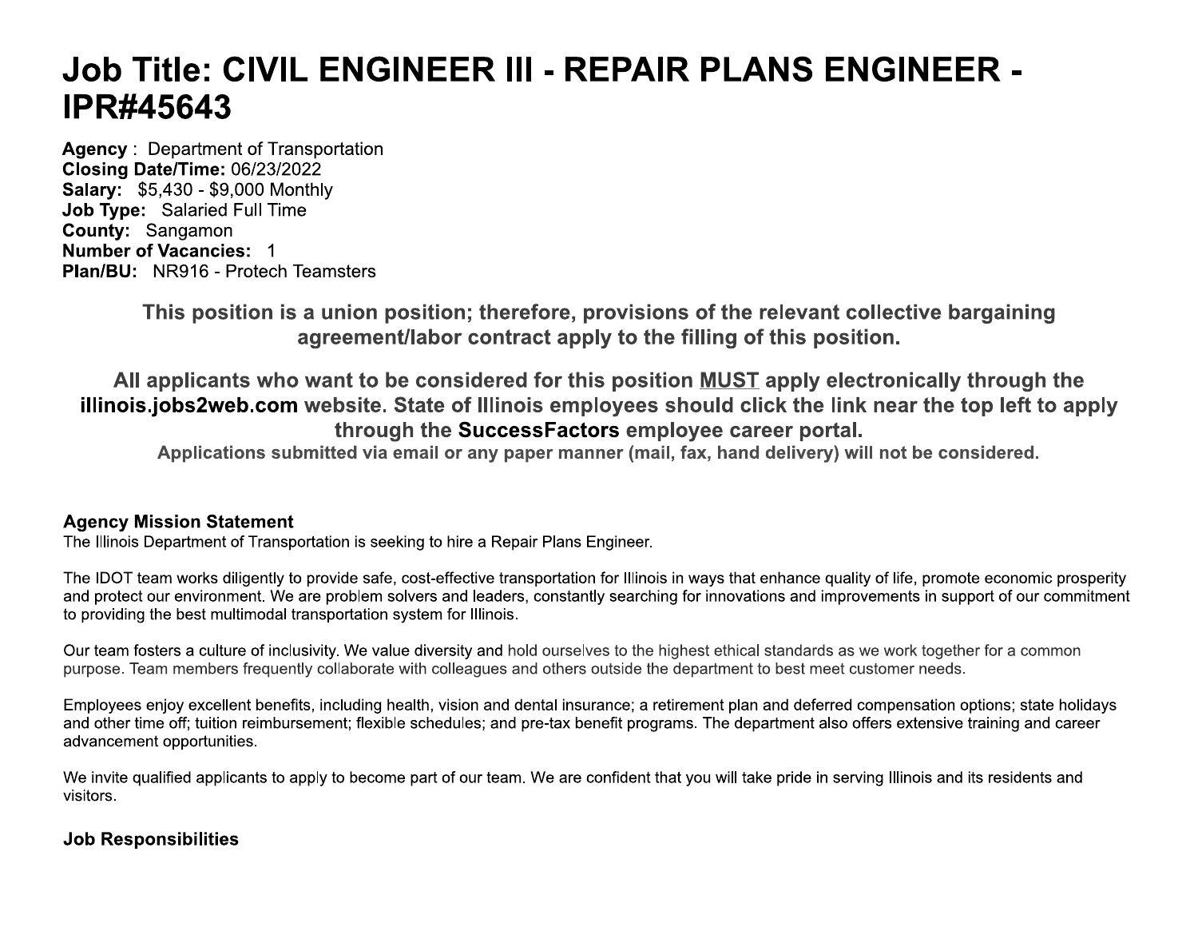# Job Title: CIVIL ENGINEER III - REPAIR PLANS ENGINEER - IPR#45643

**Agency** : Department of Transportation
**Closing Date/Time:** 06/23/2022
**Salary:** $5,430 - $9,000 Monthly
**Job Type:** Salaried Full Time
**County:** Sangamon
**Number of Vacancies:** 1
**Plan/BU:** NR916 - Protech Teamsters

**This position is a union position; therefore, provisions of the relevant collective bargaining agreement/labor contract apply to the filling of this position.**

**All applicants who want to be considered for this position MUST apply electronically through the illinois.jobs2web.com website. State of Illinois employees should click the link near the top left to apply through the SuccessFactors employee career portal.**

**Applications submitted via email or any paper manner (mail, fax, hand delivery) will not be considered.**

**Agency Mission Statement**

The Illinois Department of Transportation is seeking to hire a Repair Plans Engineer.

The IDOT team works diligently to provide safe, cost-effective transportation for Illinois in ways that enhance quality of life, promote economic prosperity and protect our environment. We are problem solvers and leaders, constantly searching for innovations and improvements in support of our commitment to providing the best multimodal transportation system for Illinois.

Our team fosters a culture of inclusivity. We value diversity and hold ourselves to the highest ethical standards as we work together for a common purpose. Team members frequently collaborate with colleagues and others outside the department to best meet customer needs.

Employees enjoy excellent benefits, including health, vision and dental insurance; a retirement plan and deferred compensation options; state holidays and other time off; tuition reimbursement; flexible schedules; and pre-tax benefit programs. The department also offers extensive training and career advancement opportunities.

We invite qualified applicants to apply to become part of our team. We are confident that you will take pride in serving Illinois and its residents and visitors.

**Job Responsibilities**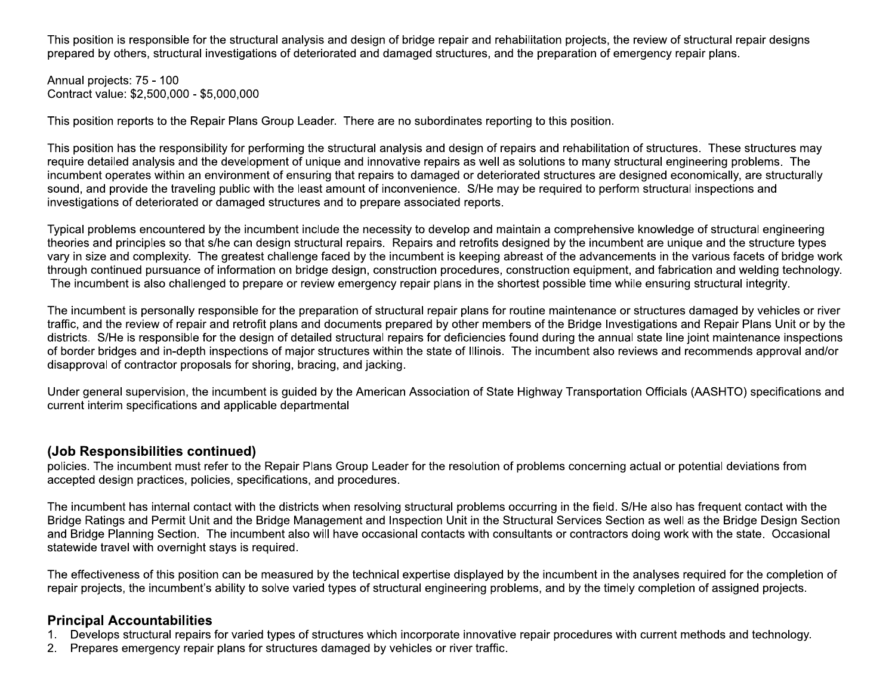This position is responsible for the structural analysis and design of bridge repair and rehabilitation projects, the review of structural repair designs prepared by others, structural investigations of deteriorated and damaged structures, and the preparation of emergency repair plans.

Annual projects: 75 - 100
Contract value: $2,500,000 - $5,000,000

This position reports to the Repair Plans Group Leader. There are no subordinates reporting to this position.

This position has the responsibility for performing the structural analysis and design of repairs and rehabilitation of structures. These structures may require detailed analysis and the development of unique and innovative repairs as well as solutions to many structural engineering problems. The incumbent operates within an environment of ensuring that repairs to damaged or deteriorated structures are designed economically, are structurally sound, and provide the traveling public with the least amount of inconvenience. S/He may be required to perform structural inspections and investigations of deteriorated or damaged structures and to prepare associated reports.

Typical problems encountered by the incumbent include the necessity to develop and maintain a comprehensive knowledge of structural engineering theories and principles so that s/he can design structural repairs. Repairs and retrofits designed by the incumbent are unique and the structure types vary in size and complexity. The greatest challenge faced by the incumbent is keeping abreast of the advancements in the various facets of bridge work through continued pursuance of information on bridge design, construction procedures, construction equipment, and fabrication and welding technology. The incumbent is also challenged to prepare or review emergency repair plans in the shortest possible time while ensuring structural integrity.

The incumbent is personally responsible for the preparation of structural repair plans for routine maintenance or structures damaged by vehicles or river traffic, and the review of repair and retrofit plans and documents prepared by other members of the Bridge Investigations and Repair Plans Unit or by the districts. S/He is responsible for the design of detailed structural repairs for deficiencies found during the annual state line joint maintenance inspections of border bridges and in-depth inspections of major structures within the state of Illinois. The incumbent also reviews and recommends approval and/or disapproval of contractor proposals for shoring, bracing, and jacking.

Under general supervision, the incumbent is guided by the American Association of State Highway Transportation Officials (AASHTO) specifications and current interim specifications and applicable departmental

### (Job Responsibilities continued)

policies. The incumbent must refer to the Repair Plans Group Leader for the resolution of problems concerning actual or potential deviations from accepted design practices, policies, specifications, and procedures.

The incumbent has internal contact with the districts when resolving structural problems occurring in the field. S/He also has frequent contact with the Bridge Ratings and Permit Unit and the Bridge Management and Inspection Unit in the Structural Services Section as well as the Bridge Design Section and Bridge Planning Section. The incumbent also will have occasional contacts with consultants or contractors doing work with the state. Occasional statewide travel with overnight stays is required.

The effectiveness of this position can be measured by the technical expertise displayed by the incumbent in the analyses required for the completion of repair projects, the incumbent's ability to solve varied types of structural engineering problems, and by the timely completion of assigned projects.

### Principal Accountabilities

1. Develops structural repairs for varied types of structures which incorporate innovative repair procedures with current methods and technology.
2. Prepares emergency repair plans for structures damaged by vehicles or river traffic.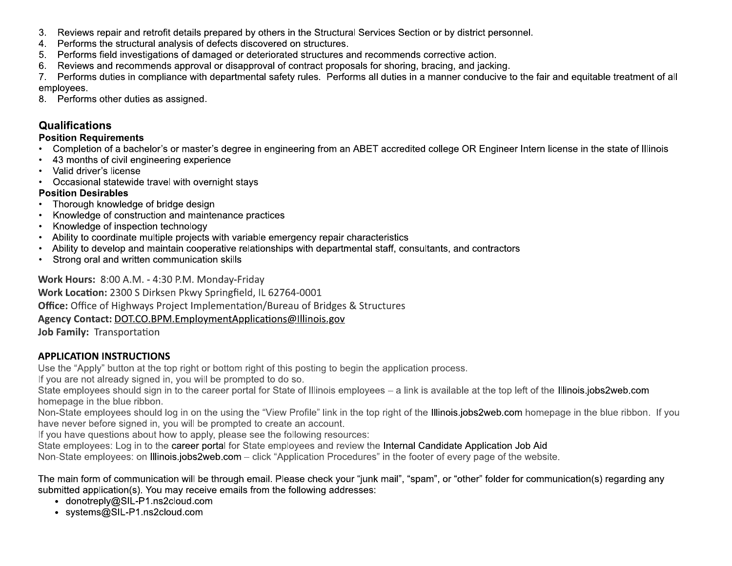3. Reviews repair and retrofit details prepared by others in the Structural Services Section or by district personnel.
4. Performs the structural analysis of defects discovered on structures.
5. Performs field investigations of damaged or deteriorated structures and recommends corrective action.
6. Reviews and recommends approval or disapproval of contract proposals for shoring, bracing, and jacking.
7. Performs duties in compliance with departmental safety rules. Performs all duties in a manner conducive to the fair and equitable treatment of all employees.
8. Performs other duties as assigned.

## Qualifications

**Position Requirements**

- Completion of a bachelor's or master's degree in engineering from an ABET accredited college OR Engineer Intern license in the state of Illinois
- 43 months of civil engineering experience
- Valid driver's license
- Occasional statewide travel with overnight stays

**Position Desirables**

- Thorough knowledge of bridge design
- Knowledge of construction and maintenance practices
- Knowledge of inspection technology
- Ability to coordinate multiple projects with variable emergency repair characteristics
- Ability to develop and maintain cooperative relationships with departmental staff, consultants, and contractors
- Strong oral and written communication skills

**Work Hours:** 8:00 A.M. - 4:30 P.M. Monday-Friday
**Work Location:** 2300 S Dirksen Pkwy Springfield, IL 62764-0001
**Office:** Office of Highways Project Implementation/Bureau of Bridges & Structures
**Agency Contact:** DOT.CO.BPM.EmploymentApplications@Illinois.gov
**Job Family:** Transportation

### APPLICATION INSTRUCTIONS

Use the "Apply" button at the top right or bottom right of this posting to begin the application process.
If you are not already signed in, you will be prompted to do so.
State employees should sign in to the career portal for State of Illinois employees – a link is available at the top left of the Illinois.jobs2web.com homepage in the blue ribbon.
Non-State employees should log in on the using the "View Profile" link in the top right of the Illinois.jobs2web.com homepage in the blue ribbon. If you have never before signed in, you will be prompted to create an account.
If you have questions about how to apply, please see the following resources:
State employees: Log in to the career portal for State employees and review the Internal Candidate Application Job Aid
Non-State employees: on Illinois.jobs2web.com – click "Application Procedures" in the footer of every page of the website.

The main form of communication will be through email. Please check your "junk mail", "spam", or "other" folder for communication(s) regarding any submitted application(s). You may receive emails from the following addresses:

- donotreply@SIL-P1.ns2cloud.com
- systems@SIL-P1.ns2cloud.com